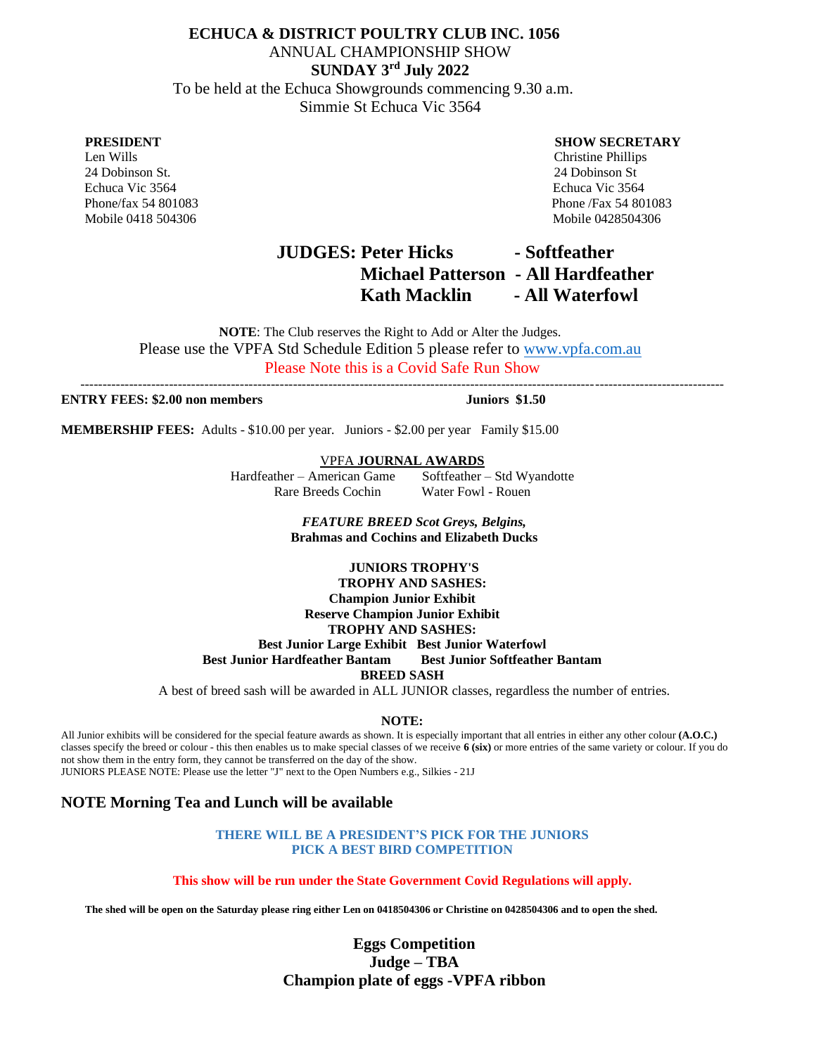# ECHUCA & DISTRICT POULTRY CLUB INC. 1056

ANNUAL CHAMPIONSHIP SHOW

**SUNDAY 3rd July 2022**

To be held at the Echuca Showgrounds commencing 9.30 a.m.
Simmie St Echuca Vic 3564

| **PRESIDENT** | **SHOW SECRETARY** |
|---|---|
| Len Wills | Christine Phillips |
| 24 Dobinson St. | 24 Dobinson St |
| Echuca Vic 3564 | Echuca Vic 3564 |
| Phone/fax 54 801083 | Phone /Fax 54 801083 |
| Mobile 0418 504306 | Mobile 0428504306 |

## JUDGES: Peter Hicks - Softfeather
## Michael Patterson - All Hardfeather
## Kath Macklin - All Waterfowl

**NOTE**: The Club reserves the Right to Add or Alter the Judges.

Please use the VPFA Std Schedule Edition 5 please refer to www.vpfa.com.au

Please Note this is a Covid Safe Run Show

---

**ENTRY FEES: $2.00 non members** **Juniors $1.50**

**MEMBERSHIP FEES:** Adults - $10.00 per year. Juniors - $2.00 per year Family $15.00

VPFA **JOURNAL AWARDS**

Hardfeather – American Game Softfeather – Std Wyandotte
Rare Breeds Cochin Water Fowl - Rouen

***FEATURE BREED Scot Greys, Belgins,***
**Brahmas and Cochins and Elizabeth Ducks**

**JUNIORS TROPHY'S**

**TROPHY AND SASHES:**

**Champion Junior Exhibit**

**Reserve Champion Junior Exhibit**

**TROPHY AND SASHES:**

**Best Junior Large Exhibit Best Junior Waterfowl**

**Best Junior Hardfeather Bantam Best Junior Softfeather Bantam**

**BREED SASH**

A best of breed sash will be awarded in ALL JUNIOR classes, regardless the number of entries.

**NOTE:**

All Junior exhibits will be considered for the special feature awards as shown. It is especially important that all entries in either any other colour **(A.O.C.)** classes specify the breed or colour - this then enables us to make special classes of we receive **6 (six)** or more entries of the same variety or colour. If you do not show them in the entry form, they cannot be transferred on the day of the show.

JUNIORS PLEASE NOTE: Please use the letter "J" next to the Open Numbers e.g., Silkies - 21J

## NOTE Morning Tea and Lunch will be available

**THERE WILL BE A PRESIDENT'S PICK FOR THE JUNIORS**
**PICK A BEST BIRD COMPETITION**

**This show will be run under the State Government Covid Regulations will apply.**

**The shed will be open on the Saturday please ring either Len on 0418504306 or Christine on 0428504306 and to open the shed.**

**Eggs Competition**
**Judge – TBA**
**Champion plate of eggs -VPFA ribbon**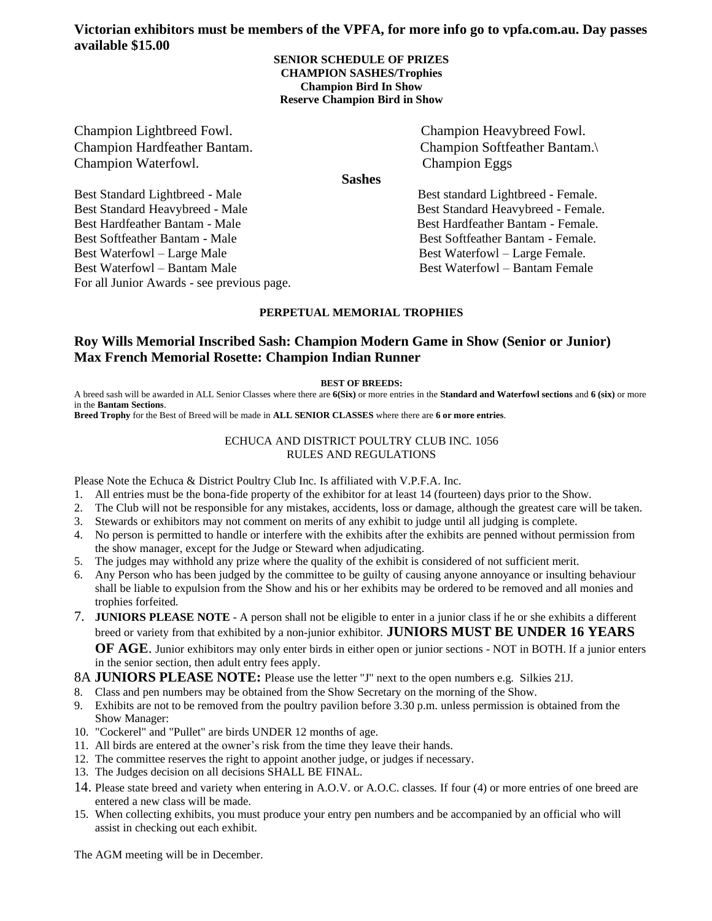**Victorian exhibitors must be members of the VPFA, for more info go to vpfa.com.au. Day passes available $15.00**

**SENIOR SCHEDULE OF PRIZES**
**CHAMPION SASHES/Trophies**
**Champion Bird In Show**
**Reserve Champion Bird in Show**

Champion Lightbreed Fowl.
Champion Heavybreed Fowl.
Champion Hardfeather Bantam.
Champion Softfeather Bantam.\
Champion Waterfowl.
Champion Eggs

**Sashes**

Best Standard Lightbreed - Male
Best standard Lightbreed - Female.
Best Standard Heavybreed - Male
Best Standard Heavybreed - Female.
Best Hardfeather Bantam - Male
Best Hardfeather Bantam - Female.
Best Softfeather Bantam - Male
Best Softfeather Bantam - Female.
Best Waterfowl – Large Male
Best Waterfowl – Large Female.
Best Waterfowl – Bantam Male
Best Waterfowl – Bantam Female

For all Junior Awards - see previous page.

**PERPETUAL MEMORIAL TROPHIES**

**Roy Wills Memorial Inscribed Sash: Champion Modern Game in Show (Senior or Junior)**
**Max French Memorial Rosette: Champion Indian Runner**

**BEST OF BREEDS:**

A breed sash will be awarded in ALL Senior Classes where there are **6(Six)** or more entries in the **Standard and Waterfowl sections** and **6 (six)** or more in the **Bantam Sections**.

**Breed Trophy** for the Best of Breed will be made in **ALL SENIOR CLASSES** where there are **6 or more entries**.

ECHUCA AND DISTRICT POULTRY CLUB INC. 1056
RULES AND REGULATIONS

Please Note the Echuca & District Poultry Club Inc. Is affiliated with V.P.F.A. Inc.

1. All entries must be the bona-fide property of the exhibitor for at least 14 (fourteen) days prior to the Show.
2. The Club will not be responsible for any mistakes, accidents, loss or damage, although the greatest care will be taken.
3. Stewards or exhibitors may not comment on merits of any exhibit to judge until all judging is complete.
4. No person is permitted to handle or interfere with the exhibits after the exhibits are penned without permission from the show manager, except for the Judge or Steward when adjudicating.
5. The judges may withhold any prize where the quality of the exhibit is considered of not sufficient merit.
6. Any Person who has been judged by the committee to be guilty of causing anyone annoyance or insulting behaviour shall be liable to expulsion from the Show and his or her exhibits may be ordered to be removed and all monies and trophies forfeited.
7. **JUNIORS PLEASE NOTE** - A person shall not be eligible to enter in a junior class if he or she exhibits a different breed or variety from that exhibited by a non-junior exhibitor. **JUNIORS MUST BE UNDER 16 YEARS OF AGE**. Junior exhibitors may only enter birds in either open or junior sections - NOT in BOTH. If a junior enters in the senior section, then adult entry fees apply.

8A **JUNIORS PLEASE NOTE:** Please use the letter "J" next to the open numbers e.g. Silkies 21J.

8. Class and pen numbers may be obtained from the Show Secretary on the morning of the Show.
9. Exhibits are not to be removed from the poultry pavilion before 3.30 p.m. unless permission is obtained from the Show Manager:
10. "Cockerel" and "Pullet" are birds UNDER 12 months of age.
11. All birds are entered at the owner's risk from the time they leave their hands.
12. The committee reserves the right to appoint another judge, or judges if necessary.
13. The Judges decision on all decisions SHALL BE FINAL.
14. Please state breed and variety when entering in A.O.V. or A.O.C. classes. If four (4) or more entries of one breed are entered a new class will be made.
15. When collecting exhibits, you must produce your entry pen numbers and be accompanied by an official who will assist in checking out each exhibit.

The AGM meeting will be in December.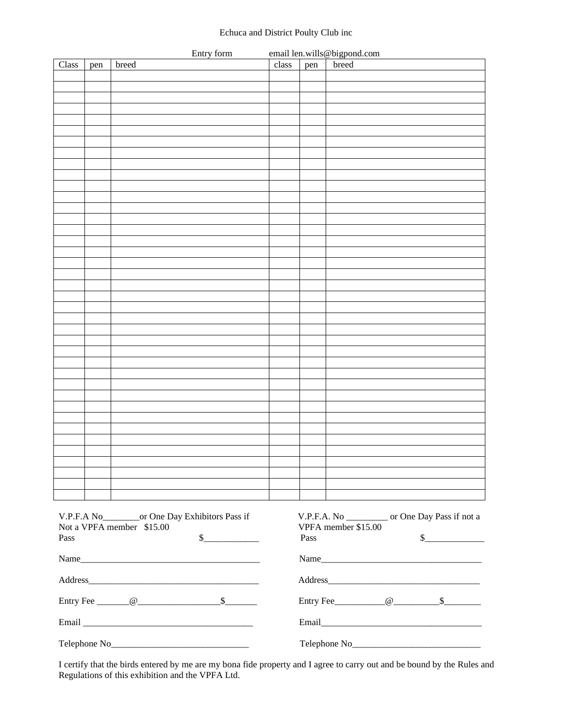Echuca and District Poulty Club inc

Entry form email len.wills@bigpond.com

| Class | pen | breed | class | pen | breed |
| --- | --- | --- | --- | --- | --- |
| | | | | | |
| | | | | | |
| | | | | | |
| | | | | | |
| | | | | | |
| | | | | | |
| | | | | | |
| | | | | | |
| | | | | | |
| | | | | | |
| | | | | | |
| | | | | | |
| | | | | | |
| | | | | | |
| | | | | | |
| | | | | | |
| | | | | | |
| | | | | | |
| | | | | | |
| | | | | | |
| | | | | | |
| | | | | | |
| | | | | | |
| | | | | | |
| | | | | | |
| | | | | | |
| | | | | | |
| | | | | | |
| | | | | | |
| | | | | | |
| | | | | | |
| | | | | | |
| | | | | | |
| | | | | | |
| | | | | | |
| | | | | | |
| | | | | | |
| | | | | | |
| | | | | | |

V.P.F.A No________or One Day Exhibitors Pass if Not a VPFA member $15.00
Pass $____________

Name________________________________________

Address______________________________________

Entry Fee _______@__________________$_______

Email ______________________________________

Telephone No_______________________________

V.P.F.A. No _________ or One Day Pass if not a VPFA member $15.00
Pass $_____________

Name___________________________________

Address_________________________________

Entry Fee___________@__________$________

Email____________________________________

Telephone No____________________________

I certify that the birds entered by me are my bona fide property and I agree to carry out and be bound by the Rules and Regulations of this exhibition and the VPFA Ltd.